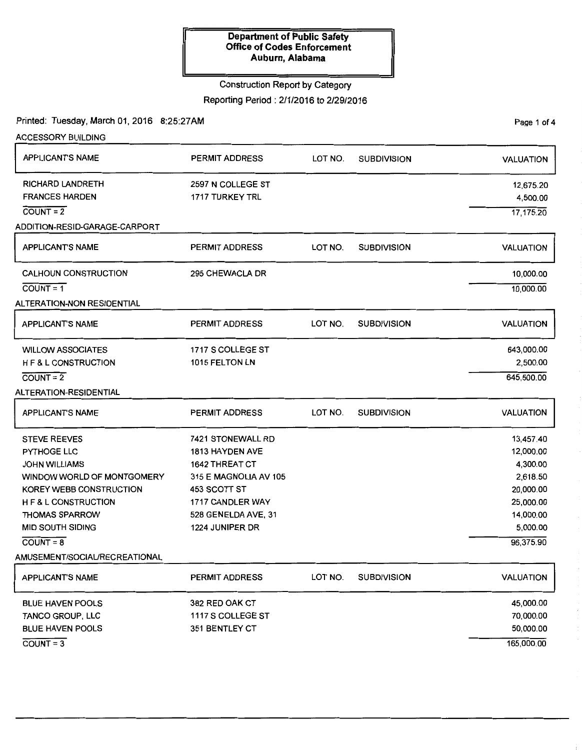# Department of Public Safety
## Office of Codes Enforcement
## Auburn, Alabama

Construction Report by Category

Reporting Period : 2/1/2016 to 2/29/2016

Printed: Tuesday, March 01, 2016 8:25:27AM

### ACCESSORY BUILDING

| APPLICANT'S NAME | PERMIT ADDRESS | LOT NO. | SUBDIVISION | VALUATION |
|---|---|---|---|---|
| RICHARD LANDRETH | 2597 N COLLEGE ST | | | 12,675.20 |
| FRANCES HARDEN | 1717 TURKEY TRL | | | 4,500.00 |
| COUNT = 2 | | | | 17,175.20 |

### ADDITION-RESID-GARAGE-CARPORT

| APPLICANT'S NAME | PERMIT ADDRESS | LOT NO. | SUBDIVISION | VALUATION |
|---|---|---|---|---|
| CALHOUN CONSTRUCTION | 295 CHEWACLA DR | | | 10,000.00 |
| COUNT = 1 | | | | 10,000.00 |

### ALTERATION-NON RESIDENTIAL

| APPLICANT'S NAME | PERMIT ADDRESS | LOT NO. | SUBDIVISION | VALUATION |
|---|---|---|---|---|
| WILLOW ASSOCIATES | 1717 S COLLEGE ST | | | 643,000.00 |
| H F & L CONSTRUCTION | 1015 FELTON LN | | | 2,500.00 |
| COUNT = 2 | | | | 645,500.00 |

### ALTERATION-RESIDENTIAL

| APPLICANT'S NAME | PERMIT ADDRESS | LOT NO. | SUBDIVISION | VALUATION |
|---|---|---|---|---|
| STEVE REEVES | 7421 STONEWALL RD | | | 13,457.40 |
| PYTHOGE LLC | 1813 HAYDEN AVE | | | 12,000.00 |
| JOHN WILLIAMS | 1642 THREAT CT | | | 4,300.00 |
| WINDOW WORLD OF MONTGOMERY | 315 E MAGNOLIA AV 105 | | | 2,618.50 |
| KOREY WEBB CONSTRUCTION | 453 SCOTT ST | | | 20,000.00 |
| H F & L CONSTRUCTION | 1717 CANDLER WAY | | | 25,000.00 |
| THOMAS SPARROW | 528 GENELDA AVE, 31 | | | 14,000.00 |
| MID SOUTH SIDING | 1224 JUNIPER DR | | | 5,000.00 |
| COUNT = 8 | | | | 96,375.90 |

### AMUSEMENT/SOCIAL/RECREATIONAL

| APPLICANT'S NAME | PERMIT ADDRESS | LOT NO. | SUBDIVISION | VALUATION |
|---|---|---|---|---|
| BLUE HAVEN POOLS | 382 RED OAK CT | | | 45,000.00 |
| TANCO GROUP, LLC | 1117 S COLLEGE ST | | | 70,000.00 |
| BLUE HAVEN POOLS | 351 BENTLEY CT | | | 50,000.00 |
| COUNT = 3 | | | | 165,000.00 |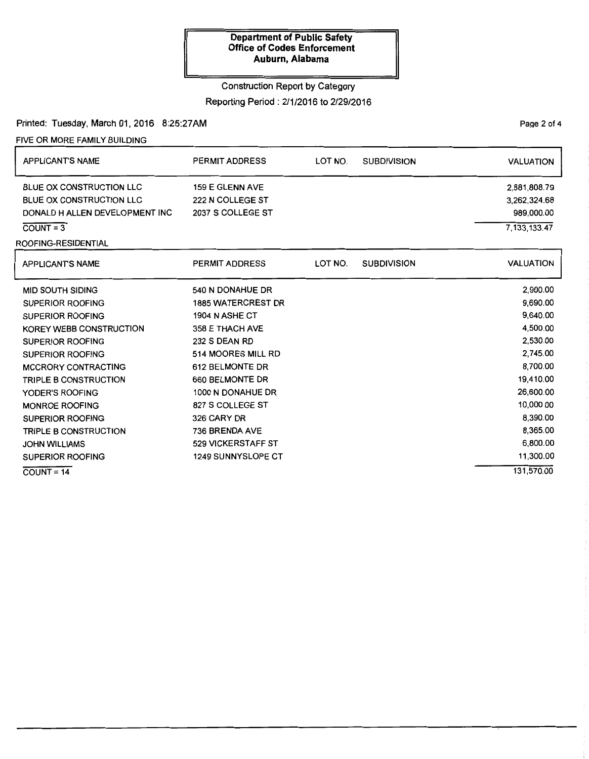**Department of Public Safety**
**Office of Codes Enforcement**
**Auburn, Alabama**

Construction Report by Category

Reporting Period : 2/1/2016 to 2/29/2016

Printed: Tuesday, March 01, 2016 8:25:27AM

FIVE OR MORE FAMILY BUILDING

| APPLICANT'S NAME | PERMIT ADDRESS | LOT NO. | SUBDIVISION | VALUATION |
|---|---|---|---|---|
| BLUE OX CONSTRUCTION LLC | 159 E GLENN AVE | | | 2,881,808.79 |
| BLUE OX CONSTRUCTION LLC | 222 N COLLEGE ST | | | 3,262,324.68 |
| DONALD H ALLEN DEVELOPMENT INC | 2037 S COLLEGE ST | | | 989,000.00 |
| COUNT = 3 | | | | 7,133,133.47 |

ROOFING-RESIDENTIAL

| APPLICANT'S NAME | PERMIT ADDRESS | LOT NO. | SUBDIVISION | VALUATION |
|---|---|---|---|---|
| MID SOUTH SIDING | 540 N DONAHUE DR | | | 2,900.00 |
| SUPERIOR ROOFING | 1885 WATERCREST DR | | | 9,690.00 |
| SUPERIOR ROOFING | 1904 N ASHE CT | | | 9,640.00 |
| KOREY WEBB CONSTRUCTION | 358 E THACH AVE | | | 4,500.00 |
| SUPERIOR ROOFING | 232 S DEAN RD | | | 2,530.00 |
| SUPERIOR ROOFING | 514 MOORES MILL RD | | | 2,745.00 |
| MCCRORY CONTRACTING | 612 BELMONTE DR | | | 8,700.00 |
| TRIPLE B CONSTRUCTION | 660 BELMONTE DR | | | 19,410.00 |
| YODER'S ROOFING | 1000 N DONAHUE DR | | | 26,600.00 |
| MONROE ROOFING | 827 S COLLEGE ST | | | 10,000.00 |
| SUPERIOR ROOFING | 326 CARY DR | | | 8,390.00 |
| TRIPLE B CONSTRUCTION | 736 BRENDA AVE | | | 8,365.00 |
| JOHN WILLIAMS | 529 VICKERSTAFF ST | | | 6,800.00 |
| SUPERIOR ROOFING | 1249 SUNNYSLOPE CT | | | 11,300.00 |
| COUNT = 14 | | | | 131,570.00 |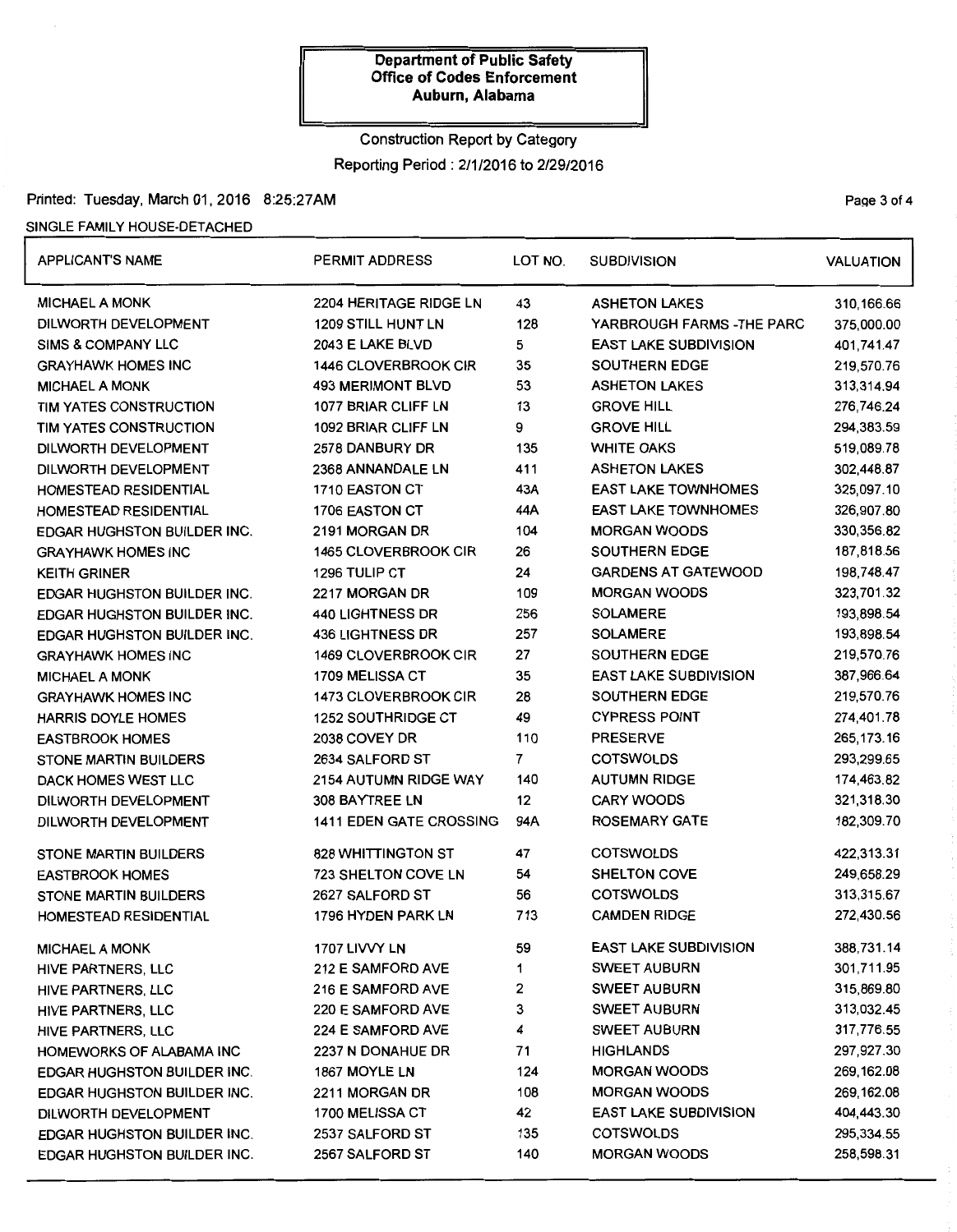**Department of Public Safety**
**Office of Codes Enforcement**
**Auburn, Alabama**

Construction Report by Category

Reporting Period : 2/1/2016 to 2/29/2016

Printed: Tuesday, March 01, 2016 8:25:27AM

SINGLE FAMILY HOUSE-DETACHED

| APPLICANT'S NAME | PERMIT ADDRESS | LOT NO. | SUBDIVISION | VALUATION |
|---|---|---|---|---|
| MICHAEL A MONK | 2204 HERITAGE RIDGE LN | 43 | ASHETON LAKES | 310,166.66 |
| DILWORTH DEVELOPMENT | 1209 STILL HUNT LN | 128 | YARBROUGH FARMS -THE PARC | 375,000.00 |
| SIMS & COMPANY LLC | 2043 E LAKE BLVD | 5 | EAST LAKE SUBDIVISION | 401,741.47 |
| GRAYHAWK HOMES INC | 1446 CLOVERBROOK CIR | 35 | SOUTHERN EDGE | 219,570.76 |
| MICHAEL A MONK | 493 MERIMONT BLVD | 53 | ASHETON LAKES | 313,314.94 |
| TIM YATES CONSTRUCTION | 1077 BRIAR CLIFF LN | 13 | GROVE HILL | 276,746.24 |
| TIM YATES CONSTRUCTION | 1092 BRIAR CLIFF LN | 9 | GROVE HILL | 294,383.59 |
| DILWORTH DEVELOPMENT | 2578 DANBURY DR | 135 | WHITE OAKS | 519,089.78 |
| DILWORTH DEVELOPMENT | 2368 ANNANDALE LN | 411 | ASHETON LAKES | 302,448.87 |
| HOMESTEAD RESIDENTIAL | 1710 EASTON CT | 43A | EAST LAKE TOWNHOMES | 325,097.10 |
| HOMESTEAD RESIDENTIAL | 1706 EASTON CT | 44A | EAST LAKE TOWNHOMES | 326,907.80 |
| EDGAR HUGHSTON BUILDER INC. | 2191 MORGAN DR | 104 | MORGAN WOODS | 330,356.82 |
| GRAYHAWK HOMES INC | 1465 CLOVERBROOK CIR | 26 | SOUTHERN EDGE | 187,818.56 |
| KEITH GRINER | 1296 TULIP CT | 24 | GARDENS AT GATEWOOD | 198,748.47 |
| EDGAR HUGHSTON BUILDER INC. | 2217 MORGAN DR | 109 | MORGAN WOODS | 323,701.32 |
| EDGAR HUGHSTON BUILDER INC. | 440 LIGHTNESS DR | 256 | SOLAMERE | 193,898.54 |
| EDGAR HUGHSTON BUILDER INC. | 436 LIGHTNESS DR | 257 | SOLAMERE | 193,898.54 |
| GRAYHAWK HOMES INC | 1469 CLOVERBROOK CIR | 27 | SOUTHERN EDGE | 219,570.76 |
| MICHAEL A MONK | 1709 MELISSA CT | 35 | EAST LAKE SUBDIVISION | 387,966.64 |
| GRAYHAWK HOMES INC | 1473 CLOVERBROOK CIR | 28 | SOUTHERN EDGE | 219,570.76 |
| HARRIS DOYLE HOMES | 1252 SOUTHRIDGE CT | 49 | CYPRESS POINT | 274,401.78 |
| EASTBROOK HOMES | 2038 COVEY DR | 110 | PRESERVE | 265,173.16 |
| STONE MARTIN BUILDERS | 2634 SALFORD ST | 7 | COTSWOLDS | 293,299.65 |
| DACK HOMES WEST LLC | 2154 AUTUMN RIDGE WAY | 140 | AUTUMN RIDGE | 174,463.82 |
| DILWORTH DEVELOPMENT | 308 BAYTREE LN | 12 | CARY WOODS | 321,318.30 |
| DILWORTH DEVELOPMENT | 1411 EDEN GATE CROSSING | 94A | ROSEMARY GATE | 182,309.70 |
| STONE MARTIN BUILDERS | 828 WHITTINGTON ST | 47 | COTSWOLDS | 422,313.31 |
| EASTBROOK HOMES | 723 SHELTON COVE LN | 54 | SHELTON COVE | 249,658.29 |
| STONE MARTIN BUILDERS | 2627 SALFORD ST | 56 | COTSWOLDS | 313,315.67 |
| HOMESTEAD RESIDENTIAL | 1796 HYDEN PARK LN | 713 | CAMDEN RIDGE | 272,430.56 |
| MICHAEL A MONK | 1707 LIVVY LN | 59 | EAST LAKE SUBDIVISION | 388,731.14 |
| HIVE PARTNERS, LLC | 212 E SAMFORD AVE | 1 | SWEET AUBURN | 301,711.95 |
| HIVE PARTNERS, LLC | 216 E SAMFORD AVE | 2 | SWEET AUBURN | 315,869.80 |
| HIVE PARTNERS, LLC | 220 E SAMFORD AVE | 3 | SWEET AUBURN | 313,032.45 |
| HIVE PARTNERS, LLC | 224 E SAMFORD AVE | 4 | SWEET AUBURN | 317,776.55 |
| HOMEWORKS OF ALABAMA INC | 2237 N DONAHUE DR | 71 | HIGHLANDS | 297,927.30 |
| EDGAR HUGHSTON BUILDER INC. | 1867 MOYLE LN | 124 | MORGAN WOODS | 269,162.08 |
| EDGAR HUGHSTON BUILDER INC. | 2211 MORGAN DR | 108 | MORGAN WOODS | 269,162.08 |
| DILWORTH DEVELOPMENT | 1700 MELISSA CT | 42 | EAST LAKE SUBDIVISION | 404,443.30 |
| EDGAR HUGHSTON BUILDER INC. | 2537 SALFORD ST | 135 | COTSWOLDS | 295,334.55 |
| EDGAR HUGHSTON BUILDER INC. | 2567 SALFORD ST | 140 | MORGAN WOODS | 258,598.31 |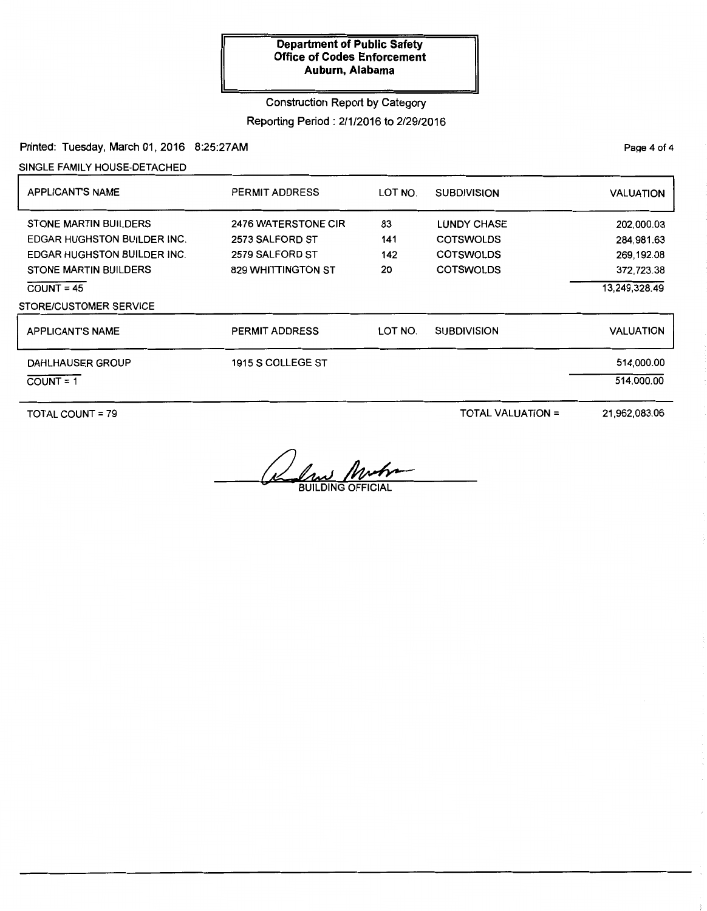**Department of Public Safety**
**Office of Codes Enforcement**
**Auburn, Alabama**

Construction Report by Category

Reporting Period : 2/1/2016 to 2/29/2016

Printed: Tuesday, March 01, 2016 8:25:27AM

SINGLE FAMILY HOUSE-DETACHED

| APPLICANT'S NAME | PERMIT ADDRESS | LOT NO. | SUBDIVISION | VALUATION |
|---|---|---|---|---|
| STONE MARTIN BUILDERS | 2476 WATERSTONE CIR | 83 | LUNDY CHASE | 202,000.03 |
| EDGAR HUGHSTON BUILDER INC. | 2573 SALFORD ST | 141 | COTSWOLDS | 284,981.63 |
| EDGAR HUGHSTON BUILDER INC. | 2579 SALFORD ST | 142 | COTSWOLDS | 269,192.08 |
| STONE MARTIN BUILDERS | 829 WHITTINGTON ST | 20 | COTSWOLDS | 372,723.38 |
| COUNT = 45 | | | | 13,249,328.49 |

STORE/CUSTOMER SERVICE

| APPLICANT'S NAME | PERMIT ADDRESS | LOT NO. | SUBDIVISION | VALUATION |
|---|---|---|---|---|
| DAHLHAUSER GROUP | 1915 S COLLEGE ST | | | 514,000.00 |
| COUNT = 1 | | | | 514,000.00 |

TOTAL COUNT = 79 TOTAL VALUATION = 21,962,083.06

BUILDING OFFICIAL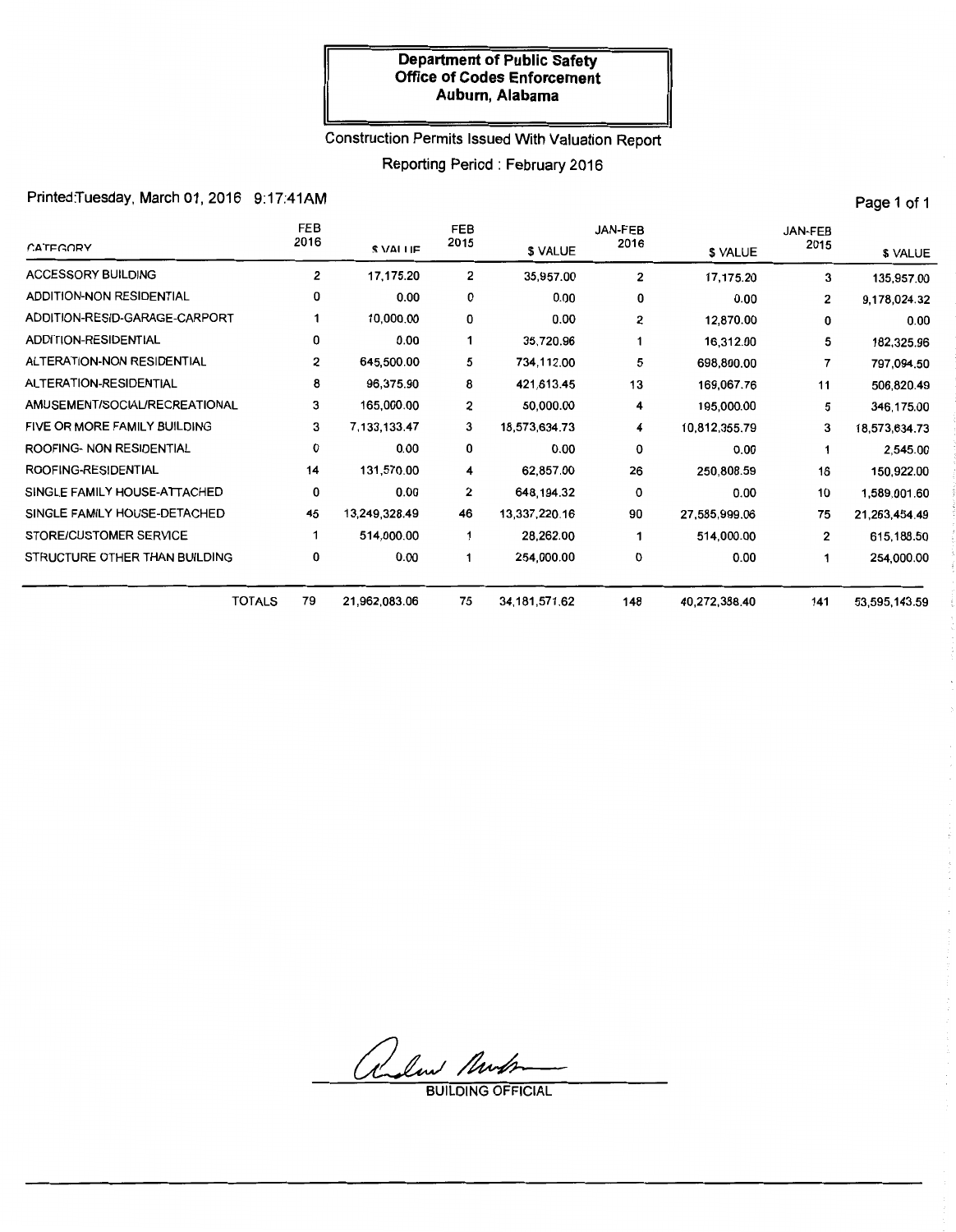**Department of Public Safety**
**Office of Codes Enforcement**
**Auburn, Alabama**

Construction Permits Issued With Valuation Report

Reporting Period : February 2016

Printed:Tuesday, March 01, 2016 9:17:41AM

| CATEGORY | FEB 2016 | $ VALUE | FEB 2015 | $ VALUE | JAN-FEB 2016 | $ VALUE | JAN-FEB 2015 | $ VALUE |
|---|---|---|---|---|---|---|---|---|
| ACCESSORY BUILDING | 2 | 17,175.20 | 2 | 35,957.00 | 2 | 17,175.20 | 3 | 135,957.00 |
| ADDITION-NON RESIDENTIAL | 0 | 0.00 | 0 | 0.00 | 0 | 0.00 | 2 | 9,178,024.32 |
| ADDITION-RESID-GARAGE-CARPORT | 1 | 10,000.00 | 0 | 0.00 | 2 | 12,870.00 | 0 | 0.00 |
| ADDITION-RESIDENTIAL | 0 | 0.00 | 1 | 35,720.96 | 1 | 16,312.00 | 5 | 182,325.96 |
| ALTERATION-NON RESIDENTIAL | 2 | 645,500.00 | 5 | 734,112.00 | 5 | 698,800.00 | 7 | 797,094.50 |
| ALTERATION-RESIDENTIAL | 8 | 96,375.90 | 8 | 421,613.45 | 13 | 169,067.76 | 11 | 506,820.49 |
| AMUSEMENT/SOCIAL/RECREATIONAL | 3 | 165,000.00 | 2 | 50,000.00 | 4 | 195,000.00 | 5 | 346,175.00 |
| FIVE OR MORE FAMILY BUILDING | 3 | 7,133,133.47 | 3 | 18,573,634.73 | 4 | 10,812,355.79 | 3 | 18,573,634.73 |
| ROOFING- NON RESIDENTIAL | 0 | 0.00 | 0 | 0.00 | 0 | 0.00 | 1 | 2,545.00 |
| ROOFING-RESIDENTIAL | 14 | 131,570.00 | 4 | 62,857.00 | 26 | 250,808.59 | 16 | 150,922.00 |
| SINGLE FAMILY HOUSE-ATTACHED | 0 | 0.00 | 2 | 648,194.32 | 0 | 0.00 | 10 | 1,589,001.60 |
| SINGLE FAMILY HOUSE-DETACHED | 45 | 13,249,328.49 | 46 | 13,337,220.16 | 90 | 27,585,999.06 | 75 | 21,263,454.49 |
| STORE/CUSTOMER SERVICE | 1 | 514,000.00 | 1 | 28,262.00 | 1 | 514,000.00 | 2 | 615,188.50 |
| STRUCTURE OTHER THAN BUILDING | 0 | 0.00 | 1 | 254,000.00 | 0 | 0.00 | 1 | 254,000.00 |
| TOTALS | 79 | 21,962,083.06 | 75 | 34,181,571.62 | 148 | 40,272,388.40 | 141 | 53,595,143.59 |

BUILDING OFFICIAL